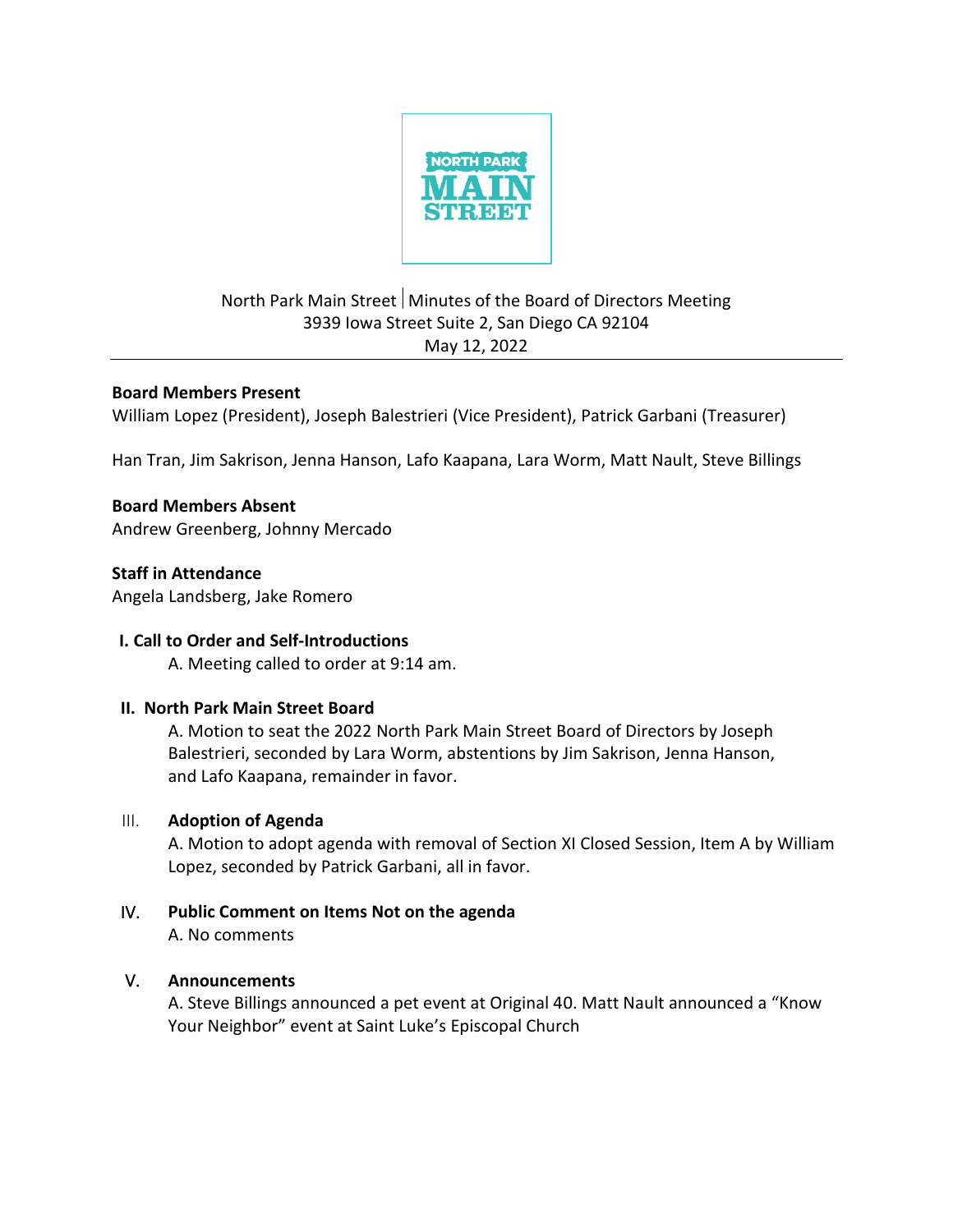NORTH PARK MAIN STREET

North Park Main Street | Minutes of the Board of Directors Meeting
3939 Iowa Street Suite 2, San Diego CA 92104
May 12, 2022

---

**Board Members Present**
William Lopez (President), Joseph Balestrieri (Vice President), Patrick Garbani (Treasurer)

Han Tran, Jim Sakrison, Jenna Hanson, Lafo Kaapana, Lara Worm, Matt Nault, Steve Billings

**Board Members Absent**
Andrew Greenberg, Johnny Mercado

**Staff in Attendance**
Angela Landsberg, Jake Romero

**I. Call to Order and Self-Introductions**

A. Meeting called to order at 9:14 am.

**II. North Park Main Street Board**

A. Motion to seat the 2022 North Park Main Street Board of Directors by Joseph Balestrieri, seconded by Lara Worm, abstentions by Jim Sakrison, Jenna Hanson, and Lafo Kaapana, remainder in favor.

**III. Adoption of Agenda**

A. Motion to adopt agenda with removal of Section XI Closed Session, Item A by William Lopez, seconded by Patrick Garbani, all in favor.

**IV. Public Comment on Items Not on the agenda**

A. No comments

**V. Announcements**

A. Steve Billings announced a pet event at Original 40. Matt Nault announced a "Know Your Neighbor" event at Saint Luke's Episcopal Church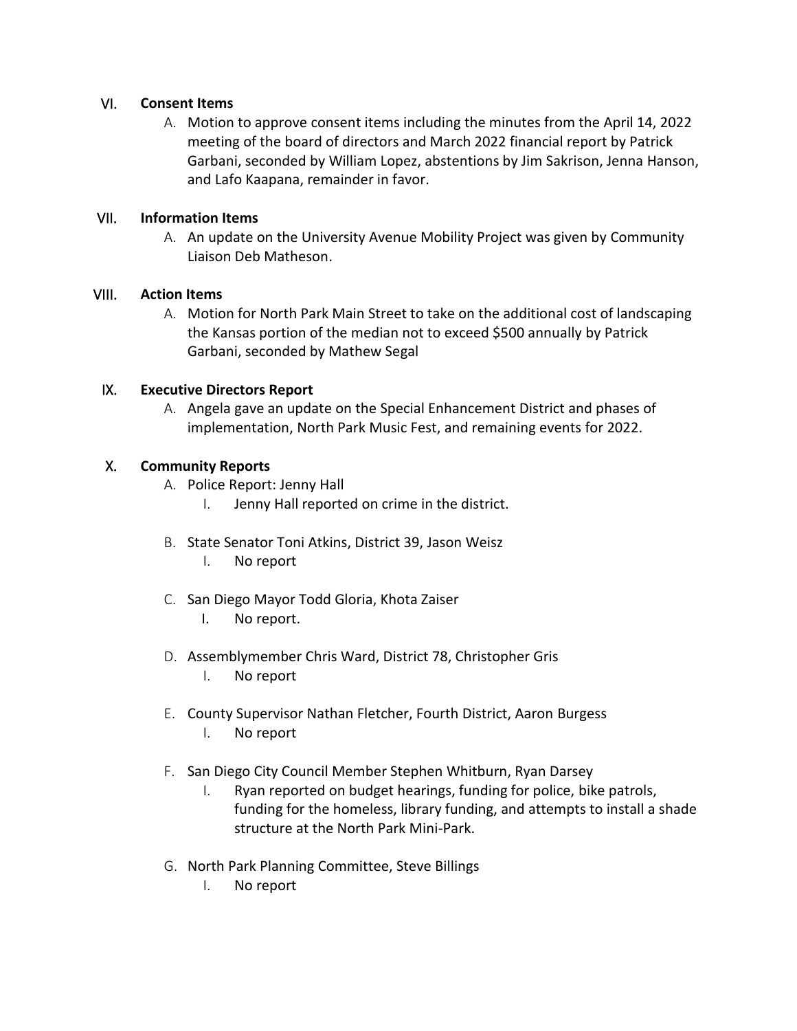## VI. Consent Items

A. Motion to approve consent items including the minutes from the April 14, 2022 meeting of the board of directors and March 2022 financial report by Patrick Garbani, seconded by William Lopez, abstentions by Jim Sakrison, Jenna Hanson, and Lafo Kaapana, remainder in favor.

## VII. Information Items

A. An update on the University Avenue Mobility Project was given by Community Liaison Deb Matheson.

## VIII. Action Items

A. Motion for North Park Main Street to take on the additional cost of landscaping the Kansas portion of the median not to exceed $500 annually by Patrick Garbani, seconded by Mathew Segal

## IX. Executive Directors Report

A. Angela gave an update on the Special Enhancement District and phases of implementation, North Park Music Fest, and remaining events for 2022.

## X. Community Reports

A. Police Report: Jenny Hall
   I. Jenny Hall reported on crime in the district.

B. State Senator Toni Atkins, District 39, Jason Weisz
   I. No report

C. San Diego Mayor Todd Gloria, Khota Zaiser
   I. No report.

D. Assemblymember Chris Ward, District 78, Christopher Gris
   I. No report

E. County Supervisor Nathan Fletcher, Fourth District, Aaron Burgess
   I. No report

F. San Diego City Council Member Stephen Whitburn, Ryan Darsey
   I. Ryan reported on budget hearings, funding for police, bike patrols, funding for the homeless, library funding, and attempts to install a shade structure at the North Park Mini-Park.

G. North Park Planning Committee, Steve Billings
   I. No report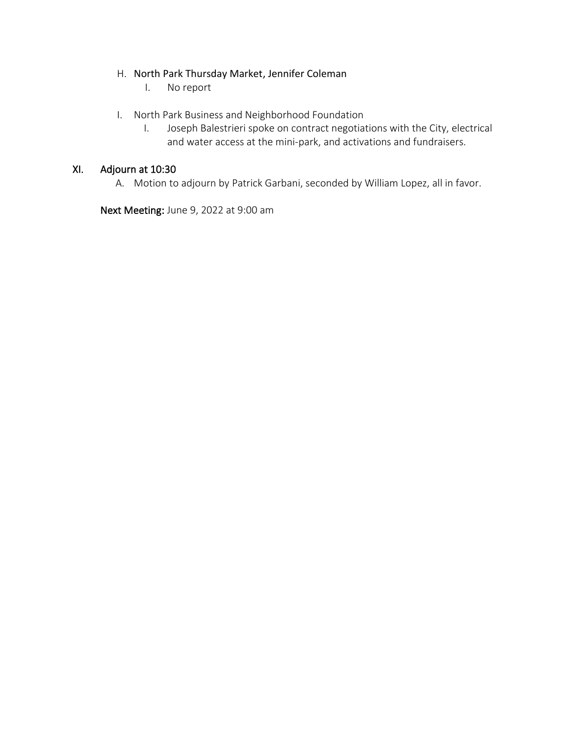H. North Park Thursday Market, Jennifer Coleman

   I. No report

I. North Park Business and Neighborhood Foundation

   I. Joseph Balestrieri spoke on contract negotiations with the City, electrical and water access at the mini-park, and activations and fundraisers.

## XI. Adjourn at 10:30

A. Motion to adjourn by Patrick Garbani, seconded by William Lopez, all in favor.

**Next Meeting:** June 9, 2022 at 9:00 am